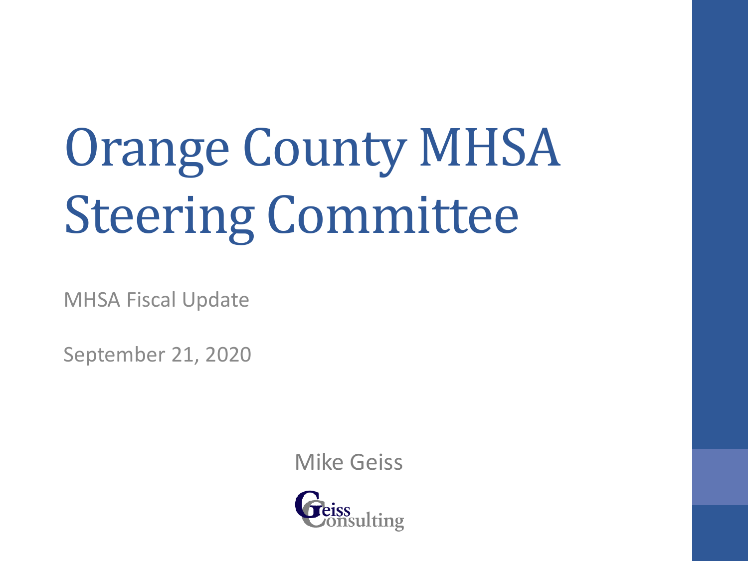# Orange County MHSA Steering Committee

MHSA Fiscal Update

September 21, 2020

Mike Geiss

Geiss Consulting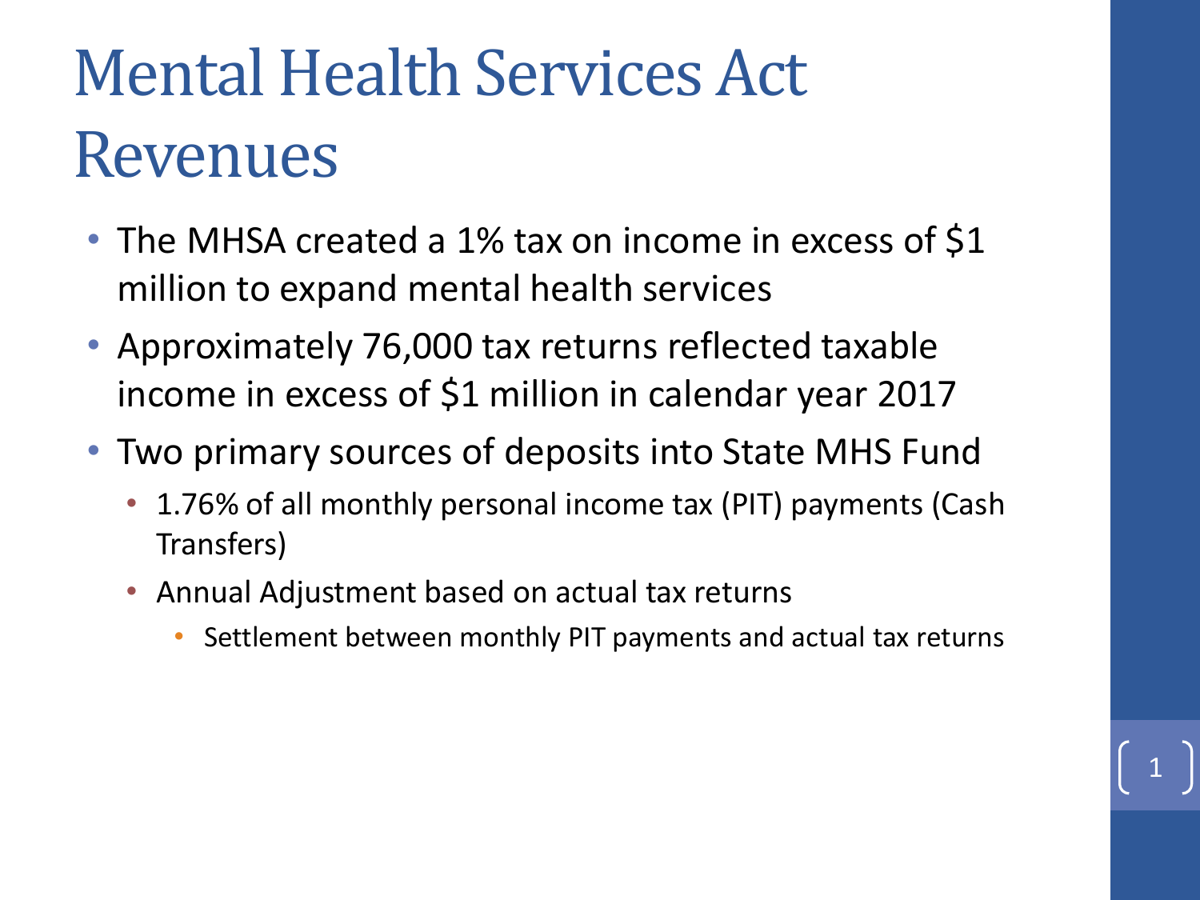# Mental Health Services Act Revenues

- The MHSA created a 1% tax on income in excess of $1 million to expand mental health services
- Approximately 76,000 tax returns reflected taxable income in excess of $1 million in calendar year 2017
- Two primary sources of deposits into State MHS Fund
  - 1.76% of all monthly personal income tax (PIT) payments (Cash Transfers)
  - Annual Adjustment based on actual tax returns
    - Settlement between monthly PIT payments and actual tax returns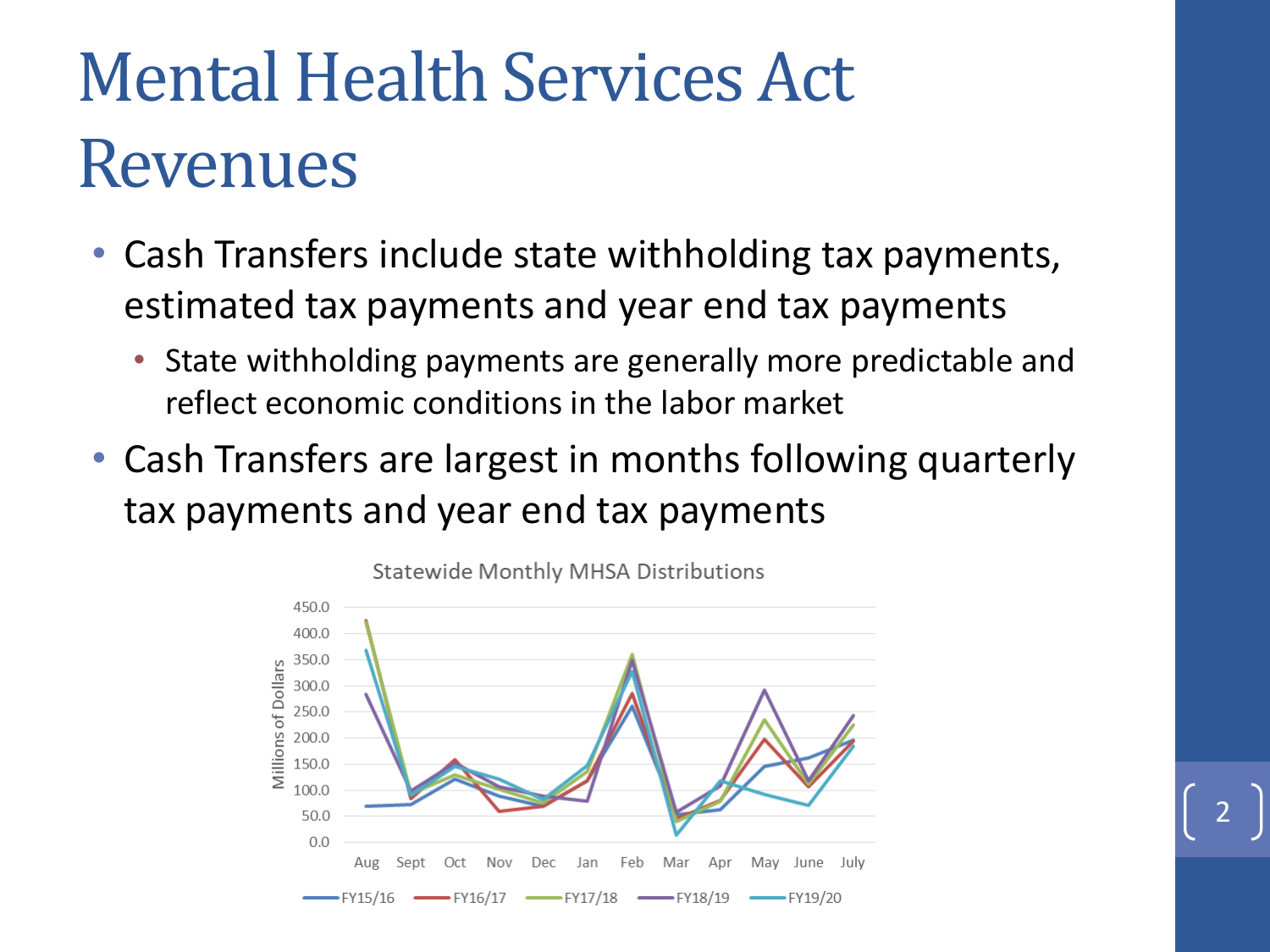# Mental Health Services Act Revenues

- Cash Transfers include state withholding tax payments, estimated tax payments and year end tax payments
  - State withholding payments are generally more predictable and reflect economic conditions in the labor market
- Cash Transfers are largest in months following quarterly tax payments and year end tax payments

Statewide Monthly MHSA Distributions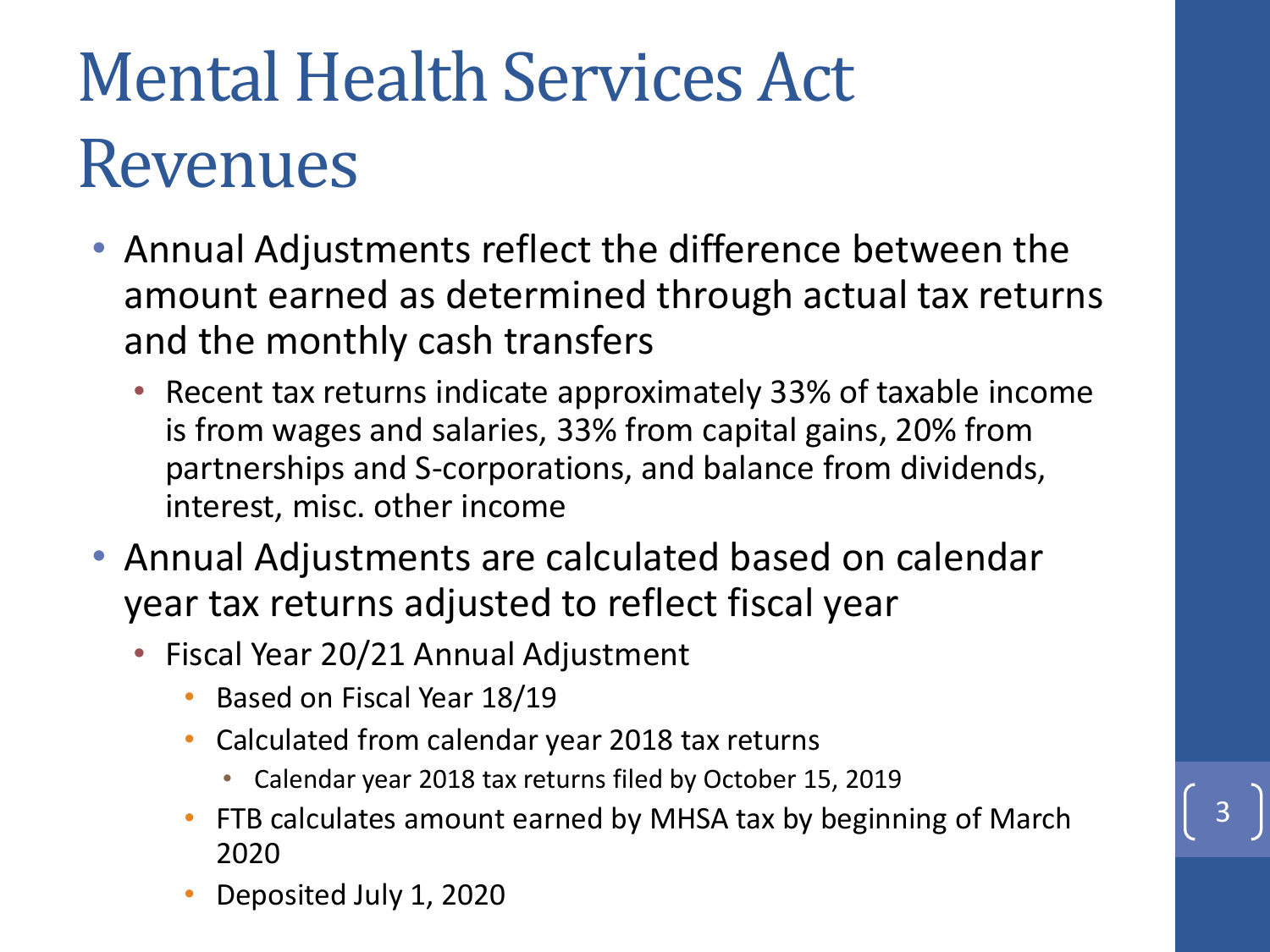# Mental Health Services Act Revenues

- Annual Adjustments reflect the difference between the amount earned as determined through actual tax returns and the monthly cash transfers
  - Recent tax returns indicate approximately 33% of taxable income is from wages and salaries, 33% from capital gains, 20% from partnerships and S-corporations, and balance from dividends, interest, misc. other income
- Annual Adjustments are calculated based on calendar year tax returns adjusted to reflect fiscal year
  - Fiscal Year 20/21 Annual Adjustment
    - Based on Fiscal Year 18/19
    - Calculated from calendar year 2018 tax returns
      - Calendar year 2018 tax returns filed by October 15, 2019
    - FTB calculates amount earned by MHSA tax by beginning of March 2020
    - Deposited July 1, 2020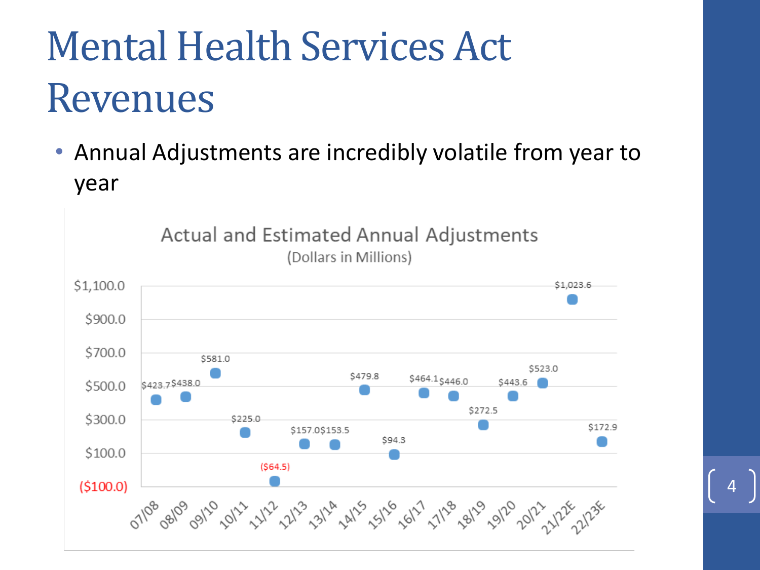# Mental Health Services Act Revenues

- Annual Adjustments are incredibly volatile from year to year

**Actual and Estimated Annual Adjustments**
(Dollars in Millions)

| Fiscal Year | Annual Adjustment |
|---|---|
| 07/08 | $423.7 |
| 08/09 | $438.0 |
| 09/10 | $581.0 |
| 10/11 | $225.0 |
| 11/12 | ($64.5) |
| 12/13 | $157.0 |
| 13/14 | $153.5 |
| 14/15 | $479.8 |
| 15/16 | $94.3 |
| 16/17 | $464.1 |
| 17/18 | $446.0 |
| 18/19 | $272.5 |
| 19/20 | $443.6 |
| 20/21 | $523.0 |
| 21/22E | $1,023.6 |
| 22/23E | $172.9 |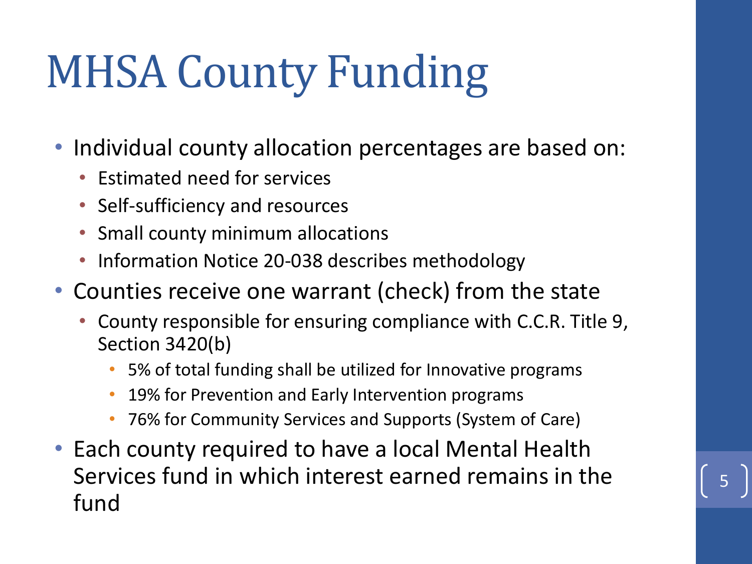# MHSA County Funding

- Individual county allocation percentages are based on:
  - Estimated need for services
  - Self-sufficiency and resources
  - Small county minimum allocations
  - Information Notice 20-038 describes methodology
- Counties receive one warrant (check) from the state
  - County responsible for ensuring compliance with C.C.R. Title 9, Section 3420(b)
    - 5% of total funding shall be utilized for Innovative programs
    - 19% for Prevention and Early Intervention programs
    - 76% for Community Services and Supports (System of Care)
- Each county required to have a local Mental Health Services fund in which interest earned remains in the fund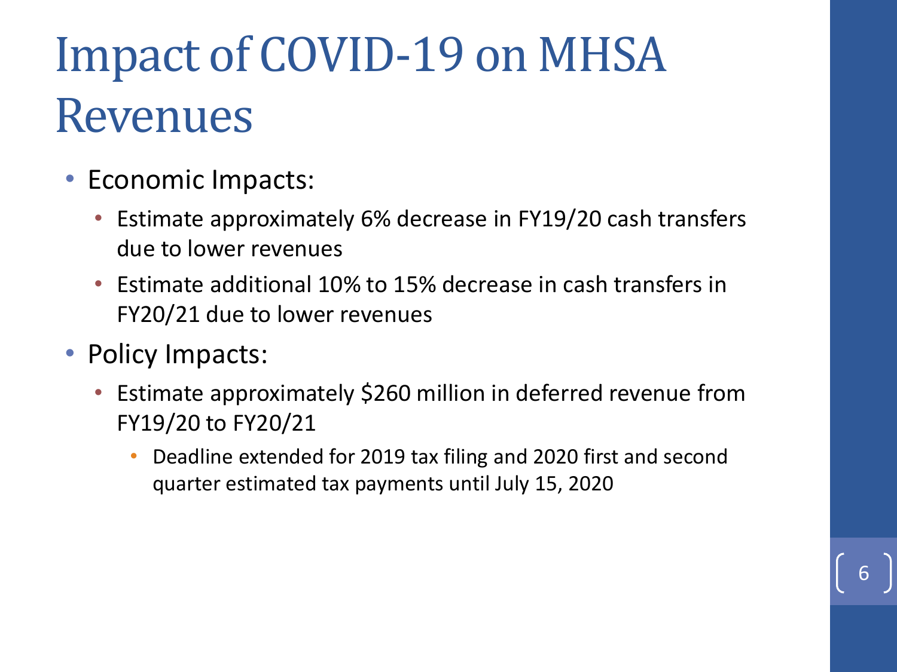# Impact of COVID-19 on MHSA Revenues

- Economic Impacts:
  - Estimate approximately 6% decrease in FY19/20 cash transfers due to lower revenues
  - Estimate additional 10% to 15% decrease in cash transfers in FY20/21 due to lower revenues
- Policy Impacts:
  - Estimate approximately $260 million in deferred revenue from FY19/20 to FY20/21
    - Deadline extended for 2019 tax filing and 2020 first and second quarter estimated tax payments until July 15, 2020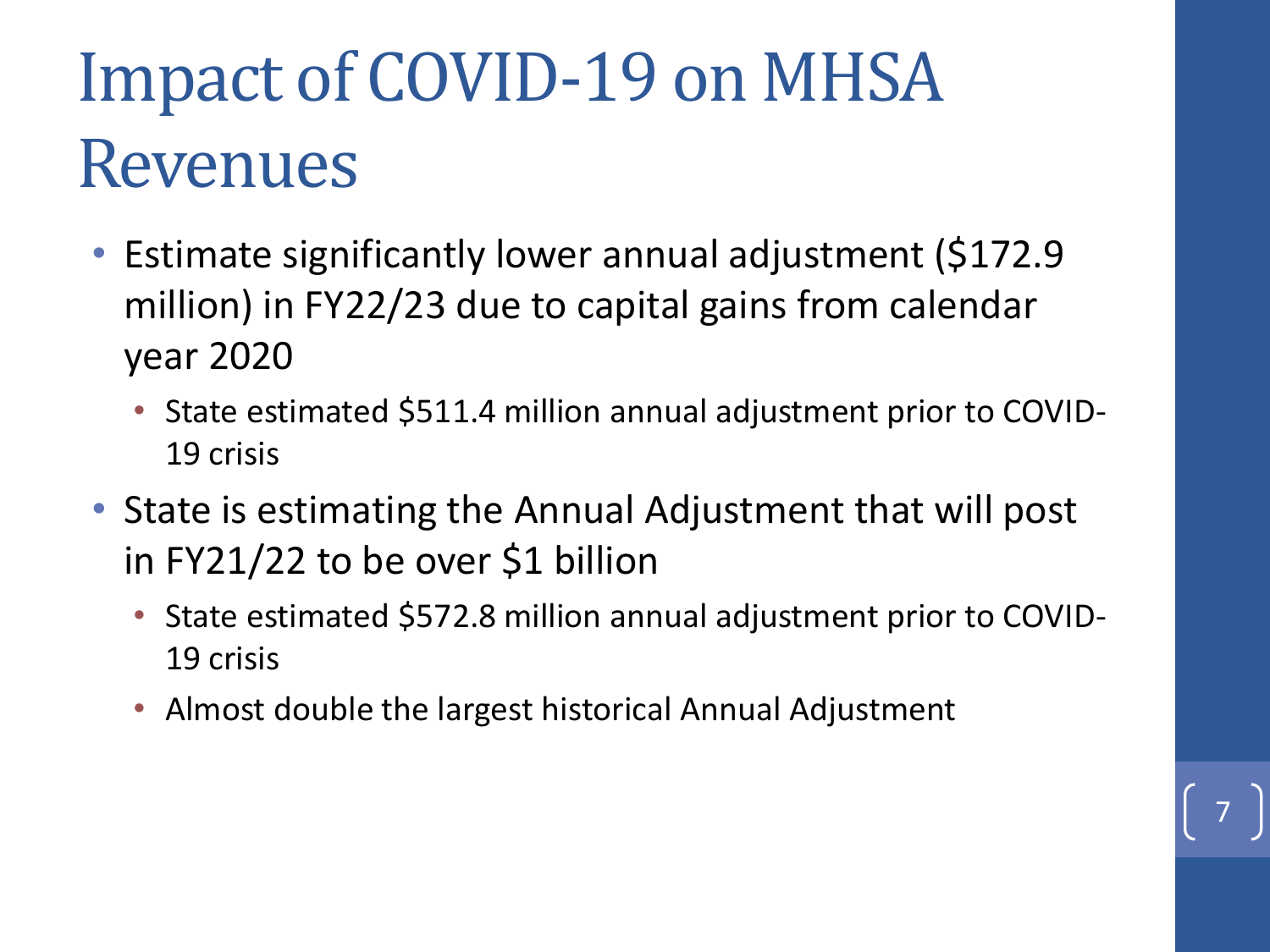# Impact of COVID-19 on MHSA Revenues

- Estimate significantly lower annual adjustment ($172.9 million) in FY22/23 due to capital gains from calendar year 2020
  - State estimated $511.4 million annual adjustment prior to COVID-19 crisis
- State is estimating the Annual Adjustment that will post in FY21/22 to be over $1 billion
  - State estimated $572.8 million annual adjustment prior to COVID-19 crisis
  - Almost double the largest historical Annual Adjustment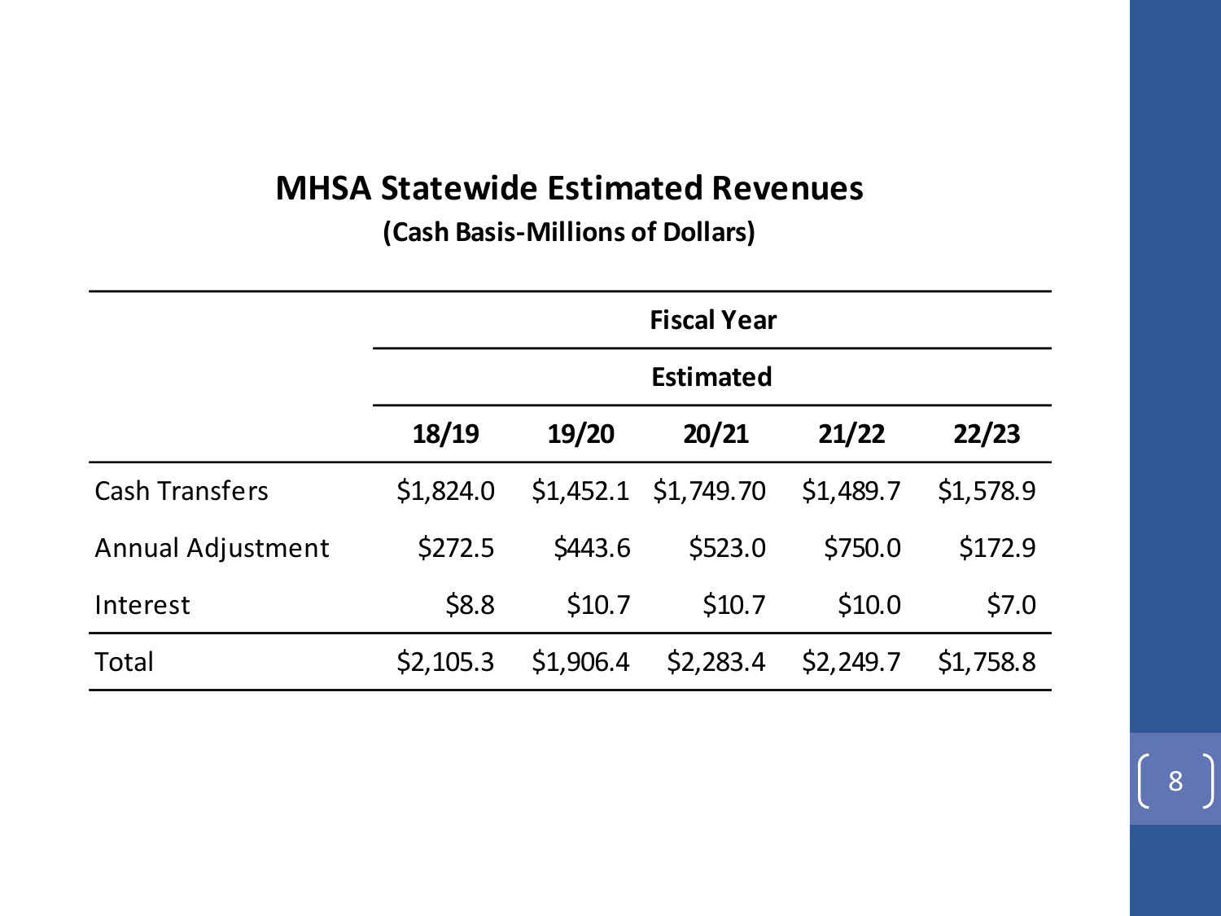## MHSA Statewide Estimated Revenues

**(Cash Basis-Millions of Dollars)**

| | Fiscal Year | | | | |
|---|---|---|---|---|---|
| | Estimated | | | | |
| | **18/19** | **19/20** | **20/21** | **21/22** | **22/23** |
| Cash Transfers | $1,824.0 | $1,452.1 | $1,749.70 | $1,489.7 | $1,578.9 |
| Annual Adjustment | $272.5 | $443.6 | $523.0 | $750.0 | $172.9 |
| Interest | $8.8 | $10.7 | $10.7 | $10.0 | $7.0 |
| Total | $2,105.3 | $1,906.4 | $2,283.4 | $2,249.7 | $1,758.8 |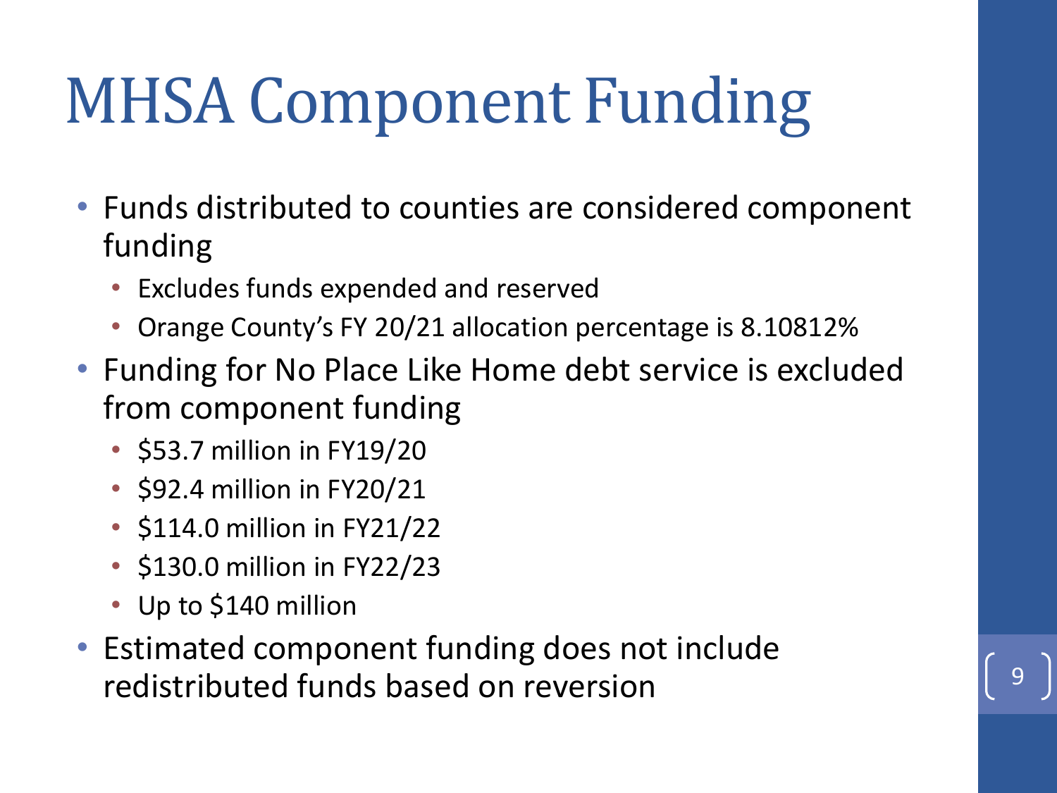# MHSA Component Funding

- Funds distributed to counties are considered component funding
  - Excludes funds expended and reserved
  - Orange County's FY 20/21 allocation percentage is 8.10812%
- Funding for No Place Like Home debt service is excluded from component funding
  - $53.7 million in FY19/20
  - $92.4 million in FY20/21
  - $114.0 million in FY21/22
  - $130.0 million in FY22/23
  - Up to $140 million
- Estimated component funding does not include redistributed funds based on reversion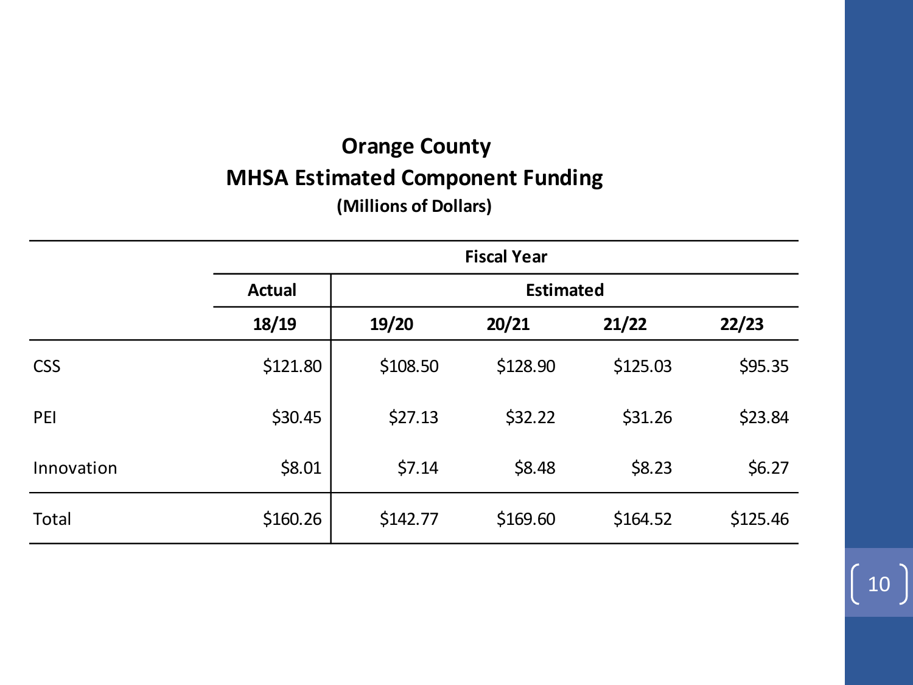## Orange County
## MHSA Estimated Component Funding
**(Millions of Dollars)**

| | Fiscal Year | | | | |
|---|---|---|---|---|---|
| | Actual | Estimated | | | |
| | 18/19 | 19/20 | 20/21 | 21/22 | 22/23 |
| CSS | $121.80 | $108.50 | $128.90 | $125.03 | $95.35 |
| PEI | $30.45 | $27.13 | $32.22 | $31.26 | $23.84 |
| Innovation | $8.01 | $7.14 | $8.48 | $8.23 | $6.27 |
| Total | $160.26 | $142.77 | $169.60 | $164.52 | $125.46 |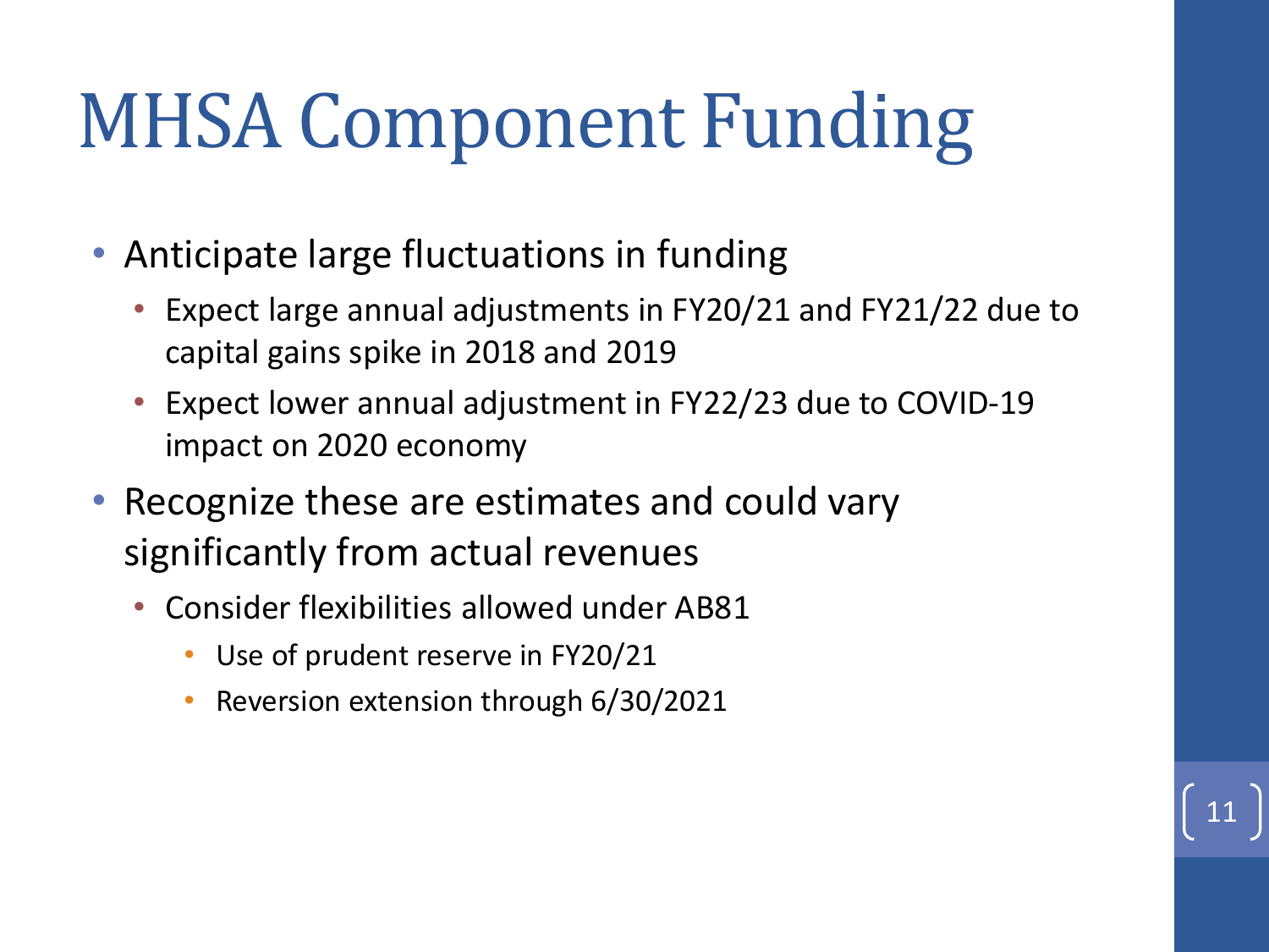# MHSA Component Funding

- Anticipate large fluctuations in funding
  - Expect large annual adjustments in FY20/21 and FY21/22 due to capital gains spike in 2018 and 2019
  - Expect lower annual adjustment in FY22/23 due to COVID-19 impact on 2020 economy
- Recognize these are estimates and could vary significantly from actual revenues
  - Consider flexibilities allowed under AB81
    - Use of prudent reserve in FY20/21
    - Reversion extension through 6/30/2021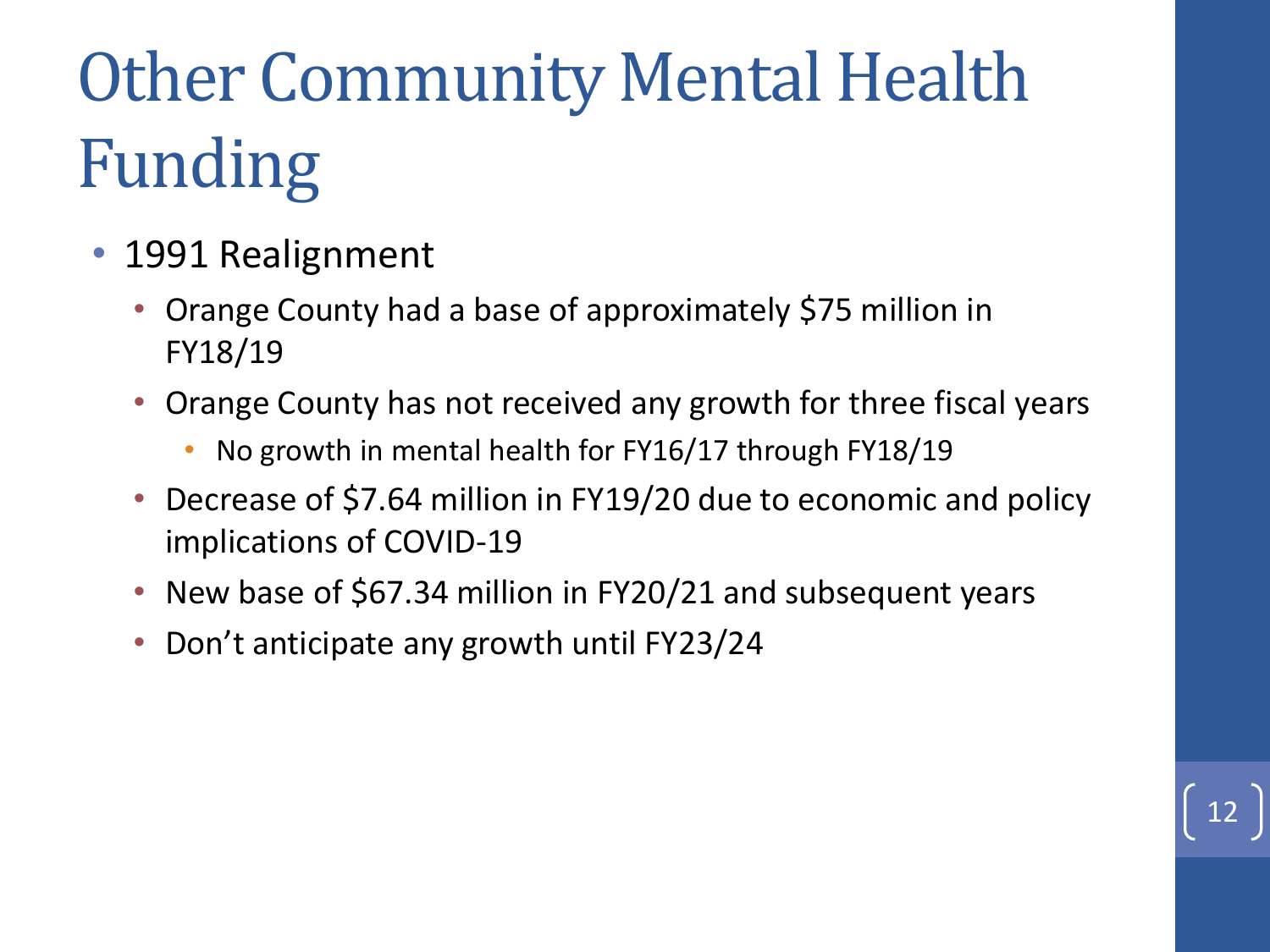# Other Community Mental Health Funding

- 1991 Realignment
  - Orange County had a base of approximately $75 million in FY18/19
  - Orange County has not received any growth for three fiscal years
    - No growth in mental health for FY16/17 through FY18/19
  - Decrease of $7.64 million in FY19/20 due to economic and policy implications of COVID-19
  - New base of $67.34 million in FY20/21 and subsequent years
  - Don't anticipate any growth until FY23/24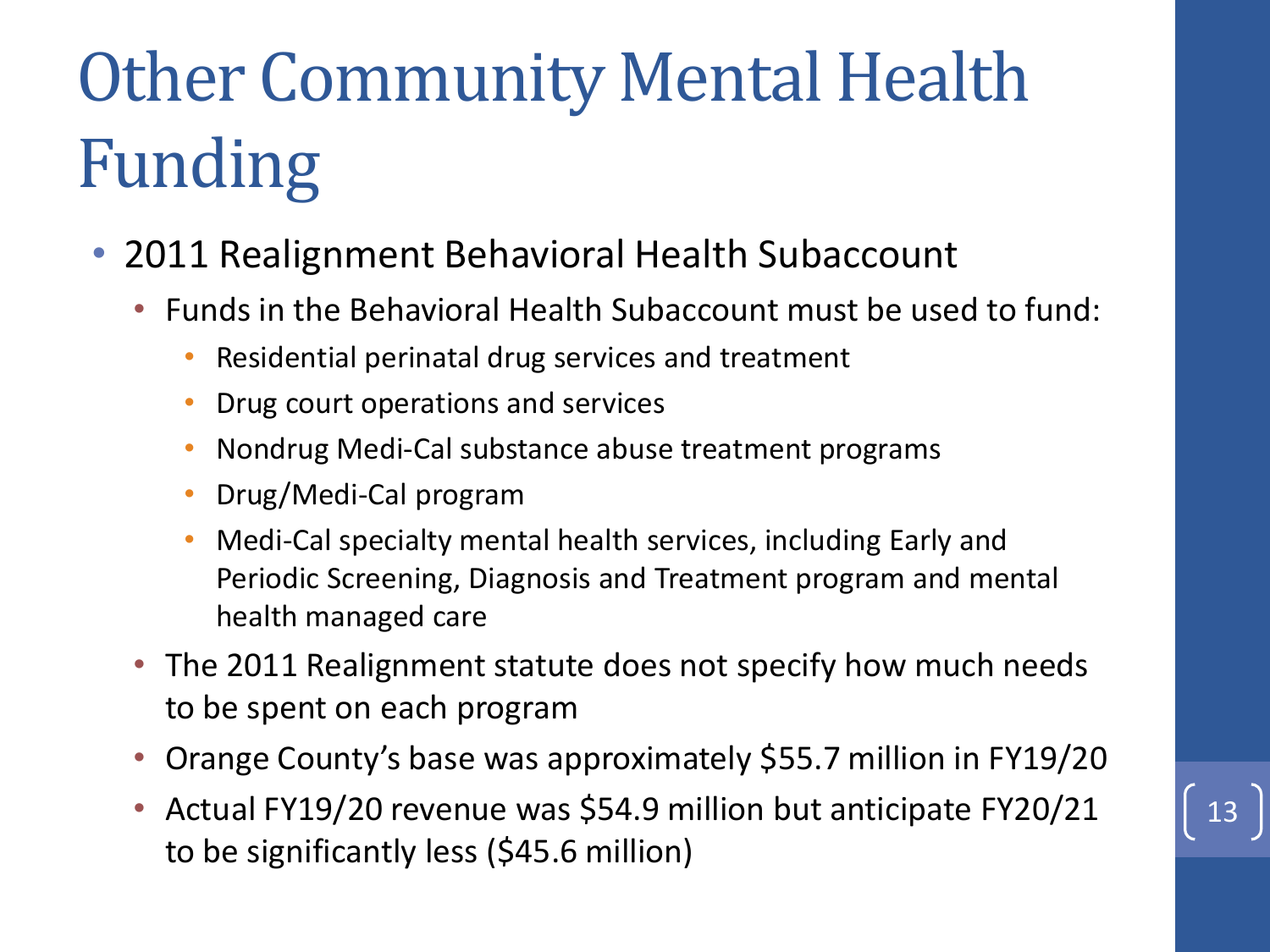# Other Community Mental Health Funding

- 2011 Realignment Behavioral Health Subaccount
  - Funds in the Behavioral Health Subaccount must be used to fund:
    - Residential perinatal drug services and treatment
    - Drug court operations and services
    - Nondrug Medi-Cal substance abuse treatment programs
    - Drug/Medi-Cal program
    - Medi-Cal specialty mental health services, including Early and Periodic Screening, Diagnosis and Treatment program and mental health managed care
  - The 2011 Realignment statute does not specify how much needs to be spent on each program
  - Orange County's base was approximately $55.7 million in FY19/20
  - Actual FY19/20 revenue was $54.9 million but anticipate FY20/21 to be significantly less ($45.6 million)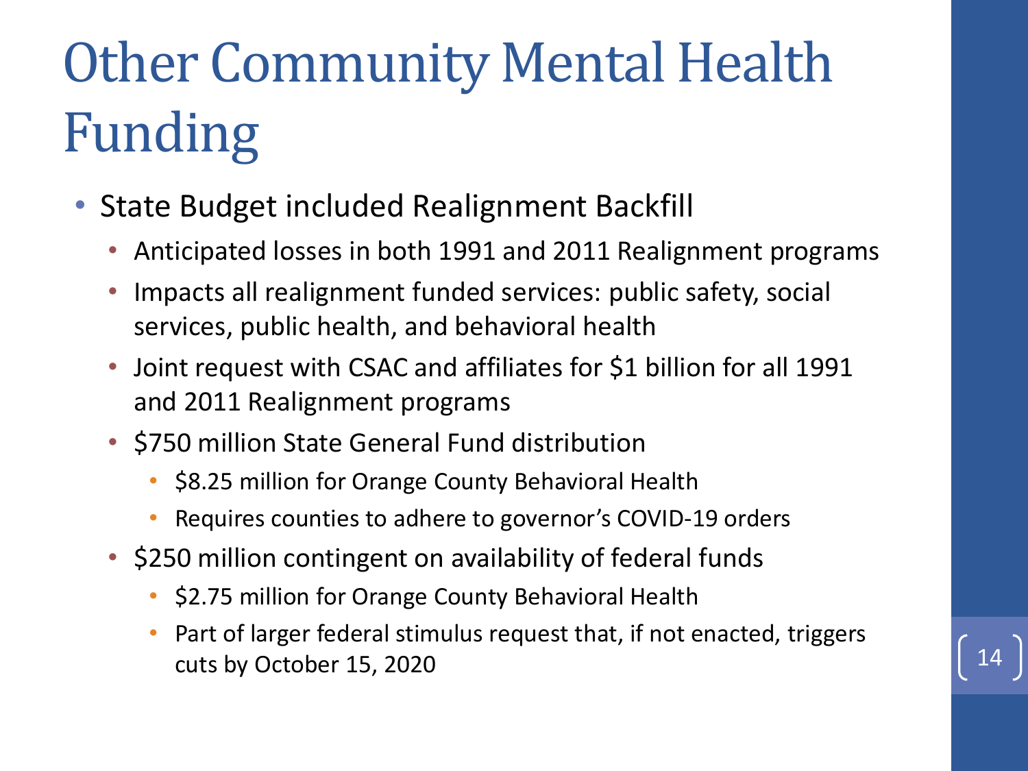# Other Community Mental Health Funding

- State Budget included Realignment Backfill
  - Anticipated losses in both 1991 and 2011 Realignment programs
  - Impacts all realignment funded services: public safety, social services, public health, and behavioral health
  - Joint request with CSAC and affiliates for $1 billion for all 1991 and 2011 Realignment programs
  - $750 million State General Fund distribution
    - $8.25 million for Orange County Behavioral Health
    - Requires counties to adhere to governor's COVID-19 orders
  - $250 million contingent on availability of federal funds
    - $2.75 million for Orange County Behavioral Health
    - Part of larger federal stimulus request that, if not enacted, triggers cuts by October 15, 2020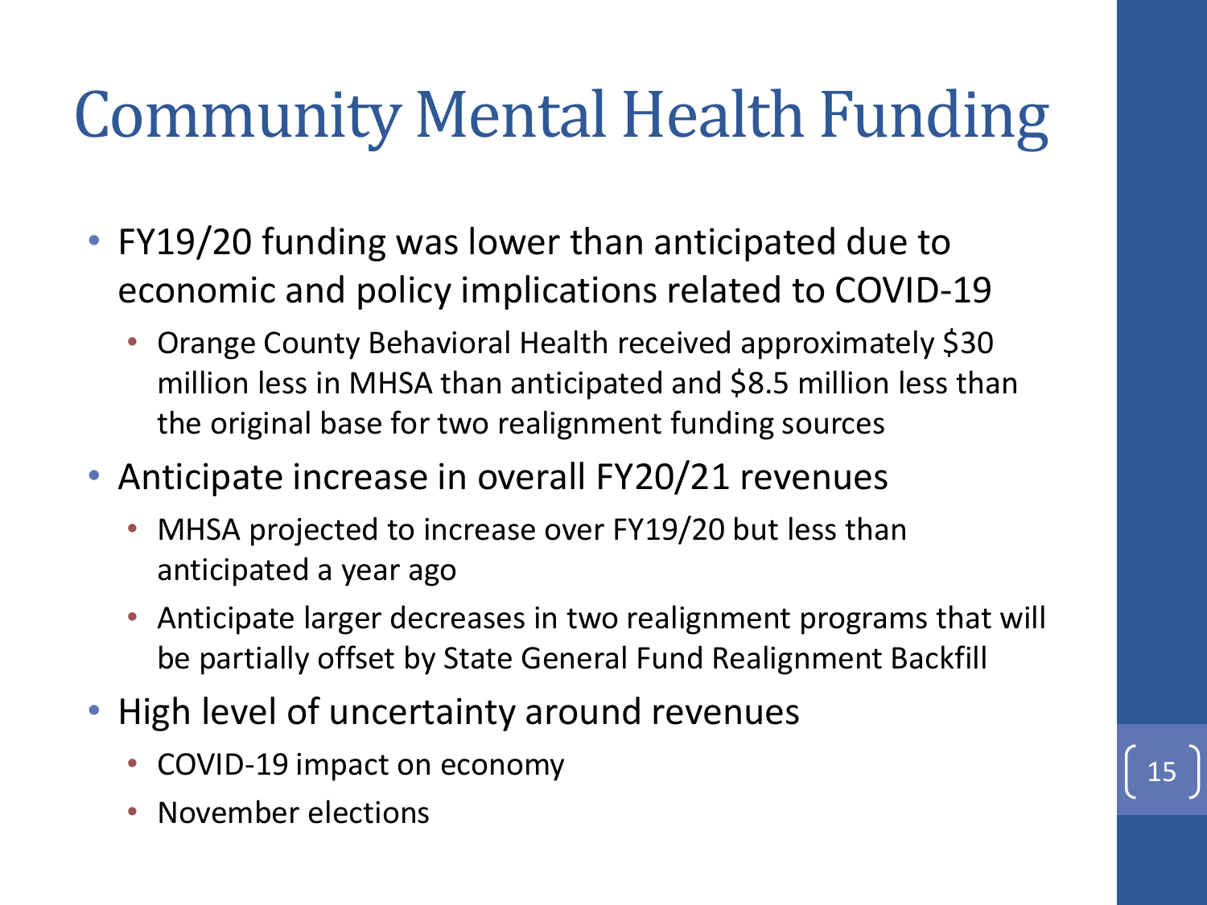# Community Mental Health Funding

- FY19/20 funding was lower than anticipated due to economic and policy implications related to COVID-19
  - Orange County Behavioral Health received approximately $30 million less in MHSA than anticipated and $8.5 million less than the original base for two realignment funding sources
- Anticipate increase in overall FY20/21 revenues
  - MHSA projected to increase over FY19/20 but less than anticipated a year ago
  - Anticipate larger decreases in two realignment programs that will be partially offset by State General Fund Realignment Backfill
- High level of uncertainty around revenues
  - COVID-19 impact on economy
  - November elections